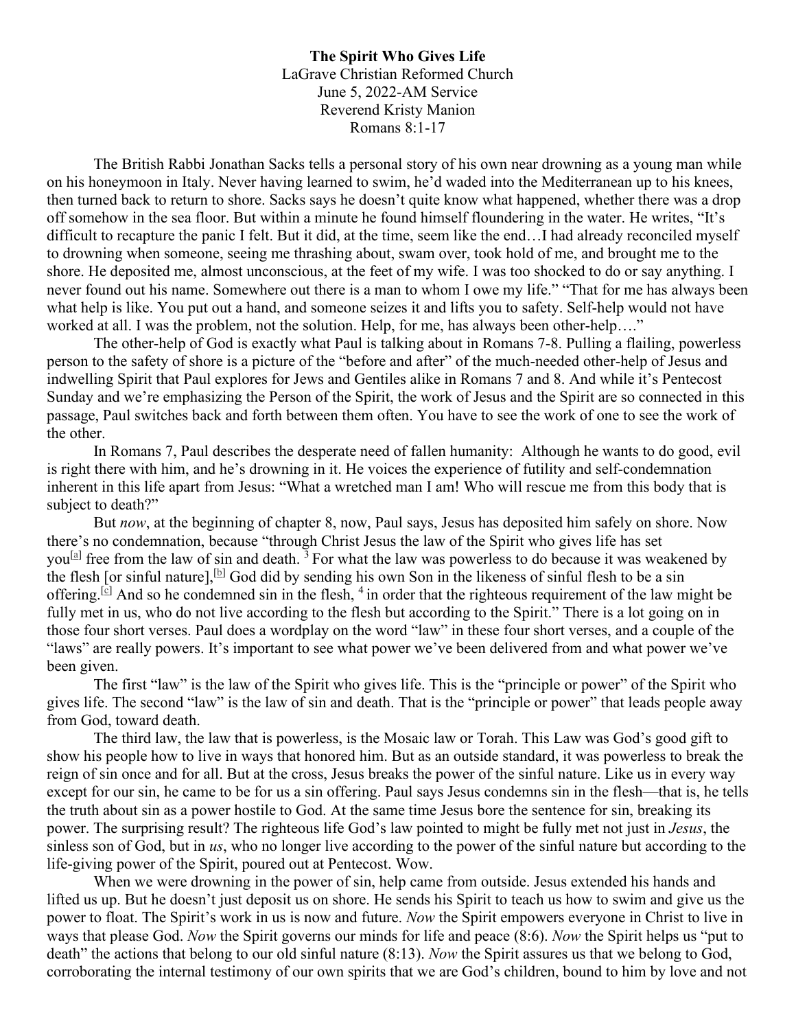**The Spirit Who Gives Life**
LaGrave Christian Reformed Church
June 5, 2022-AM Service
Reverend Kristy Manion
Romans 8:1-17

The British Rabbi Jonathan Sacks tells a personal story of his own near drowning as a young man while on his honeymoon in Italy. Never having learned to swim, he'd waded into the Mediterranean up to his knees, then turned back to return to shore. Sacks says he doesn't quite know what happened, whether there was a drop off somehow in the sea floor. But within a minute he found himself floundering in the water. He writes, "It's difficult to recapture the panic I felt. But it did, at the time, seem like the end…I had already reconciled myself to drowning when someone, seeing me thrashing about, swam over, took hold of me, and brought me to the shore. He deposited me, almost unconscious, at the feet of my wife. I was too shocked to do or say anything. I never found out his name. Somewhere out there is a man to whom I owe my life." "That for me has always been what help is like. You put out a hand, and someone seizes it and lifts you to safety. Self-help would not have worked at all. I was the problem, not the solution. Help, for me, has always been other-help…."

The other-help of God is exactly what Paul is talking about in Romans 7-8. Pulling a flailing, powerless person to the safety of shore is a picture of the "before and after" of the much-needed other-help of Jesus and indwelling Spirit that Paul explores for Jews and Gentiles alike in Romans 7 and 8. And while it's Pentecost Sunday and we're emphasizing the Person of the Spirit, the work of Jesus and the Spirit are so connected in this passage, Paul switches back and forth between them often. You have to see the work of one to see the work of the other.

In Romans 7, Paul describes the desperate need of fallen humanity: Although he wants to do good, evil is right there with him, and he's drowning in it. He voices the experience of futility and self-condemnation inherent in this life apart from Jesus: "What a wretched man I am! Who will rescue me from this body that is subject to death?"

But *now*, at the beginning of chapter 8, now, Paul says, Jesus has deposited him safely on shore. Now there's no condemnation, because "through Christ Jesus the law of the Spirit who gives life has set you[a] free from the law of sin and death. [3] For what the law was powerless to do because it was weakened by the flesh [or sinful nature],[b] God did by sending his own Son in the likeness of sinful flesh to be a sin offering.[c] And so he condemned sin in the flesh, [4] in order that the righteous requirement of the law might be fully met in us, who do not live according to the flesh but according to the Spirit." There is a lot going on in those four short verses. Paul does a wordplay on the word "law" in these four short verses, and a couple of the "laws" are really powers. It's important to see what power we've been delivered from and what power we've been given.

The first "law" is the law of the Spirit who gives life. This is the "principle or power" of the Spirit who gives life. The second "law" is the law of sin and death. That is the "principle or power" that leads people away from God, toward death.

The third law, the law that is powerless, is the Mosaic law or Torah. This Law was God's good gift to show his people how to live in ways that honored him. But as an outside standard, it was powerless to break the reign of sin once and for all. But at the cross, Jesus breaks the power of the sinful nature. Like us in every way except for our sin, he came to be for us a sin offering. Paul says Jesus condemns sin in the flesh—that is, he tells the truth about sin as a power hostile to God. At the same time Jesus bore the sentence for sin, breaking its power. The surprising result? The righteous life God's law pointed to might be fully met not just in *Jesus*, the sinless son of God, but in *us*, who no longer live according to the power of the sinful nature but according to the life-giving power of the Spirit, poured out at Pentecost. Wow.

When we were drowning in the power of sin, help came from outside. Jesus extended his hands and lifted us up. But he doesn't just deposit us on shore. He sends his Spirit to teach us how to swim and give us the power to float. The Spirit's work in us is now and future. *Now* the Spirit empowers everyone in Christ to live in ways that please God. *Now* the Spirit governs our minds for life and peace (8:6). *Now* the Spirit helps us "put to death" the actions that belong to our old sinful nature (8:13). *Now* the Spirit assures us that we belong to God, corroborating the internal testimony of our own spirits that we are God's children, bound to him by love and not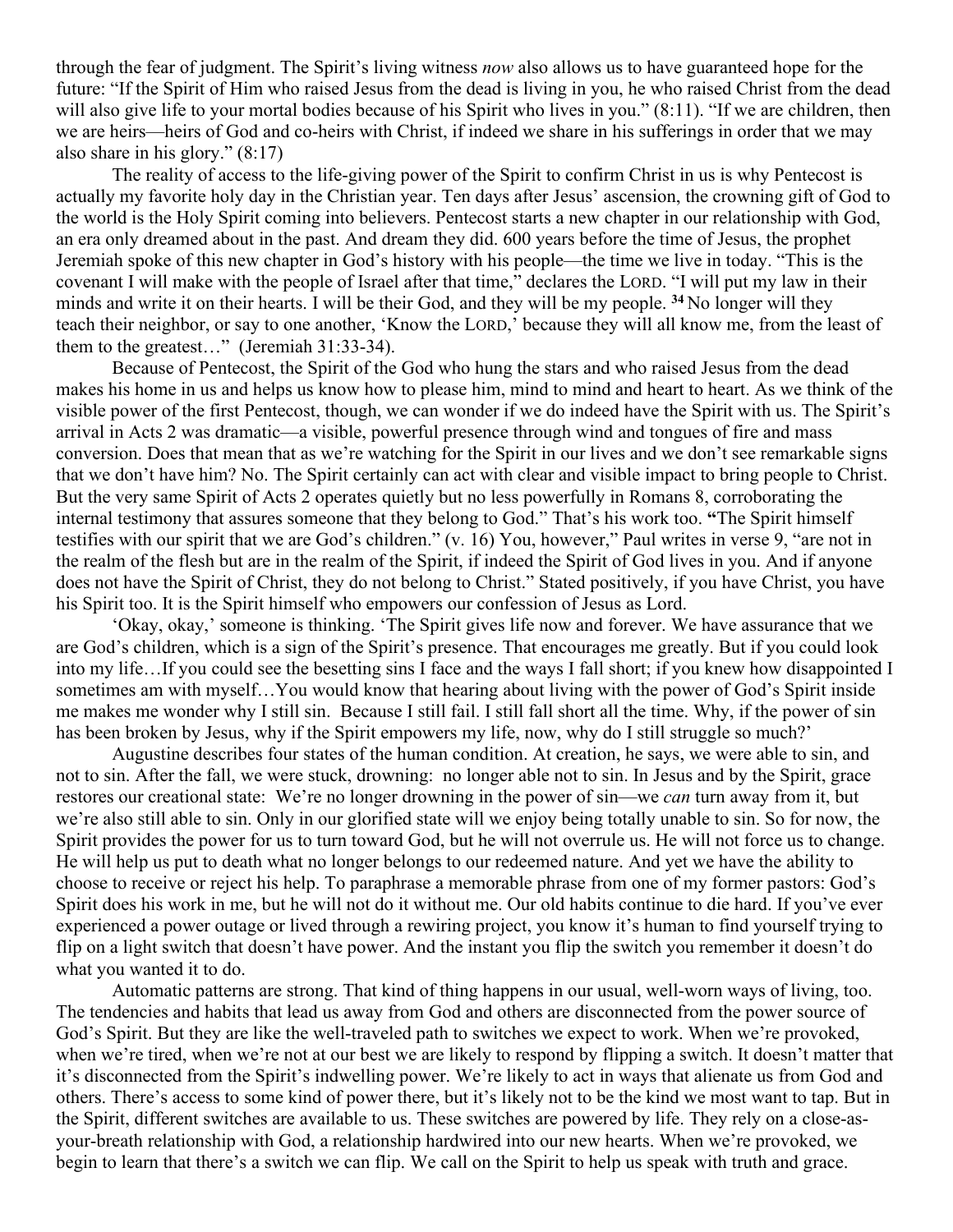through the fear of judgment. The Spirit's living witness *now* also allows us to have guaranteed hope for the future: "If the Spirit of Him who raised Jesus from the dead is living in you, he who raised Christ from the dead will also give life to your mortal bodies because of his Spirit who lives in you." (8:11). "If we are children, then we are heirs—heirs of God and co-heirs with Christ, if indeed we share in his sufferings in order that we may also share in his glory." (8:17)

The reality of access to the life-giving power of the Spirit to confirm Christ in us is why Pentecost is actually my favorite holy day in the Christian year. Ten days after Jesus' ascension, the crowning gift of God to the world is the Holy Spirit coming into believers. Pentecost starts a new chapter in our relationship with God, an era only dreamed about in the past. And dream they did. 600 years before the time of Jesus, the prophet Jeremiah spoke of this new chapter in God's history with his people—the time we live in today. "This is the covenant I will make with the people of Israel after that time," declares the LORD. "I will put my law in their minds and write it on their hearts. I will be their God, and they will be my people. **34** No longer will they teach their neighbor, or say to one another, 'Know the LORD,' because they will all know me, from the least of them to the greatest…" (Jeremiah 31:33-34).

Because of Pentecost, the Spirit of the God who hung the stars and who raised Jesus from the dead makes his home in us and helps us know how to please him, mind to mind and heart to heart. As we think of the visible power of the first Pentecost, though, we can wonder if we do indeed have the Spirit with us. The Spirit's arrival in Acts 2 was dramatic—a visible, powerful presence through wind and tongues of fire and mass conversion. Does that mean that as we're watching for the Spirit in our lives and we don't see remarkable signs that we don't have him? No. The Spirit certainly can act with clear and visible impact to bring people to Christ. But the very same Spirit of Acts 2 operates quietly but no less powerfully in Romans 8, corroborating the internal testimony that assures someone that they belong to God." That's his work too. **"**The Spirit himself testifies with our spirit that we are God's children." (v. 16) You, however," Paul writes in verse 9, "are not in the realm of the flesh but are in the realm of the Spirit, if indeed the Spirit of God lives in you. And if anyone does not have the Spirit of Christ, they do not belong to Christ." Stated positively, if you have Christ, you have his Spirit too. It is the Spirit himself who empowers our confession of Jesus as Lord.

'Okay, okay,' someone is thinking. 'The Spirit gives life now and forever. We have assurance that we are God's children, which is a sign of the Spirit's presence. That encourages me greatly. But if you could look into my life…If you could see the besetting sins I face and the ways I fall short; if you knew how disappointed I sometimes am with myself…You would know that hearing about living with the power of God's Spirit inside me makes me wonder why I still sin. Because I still fail. I still fall short all the time. Why, if the power of sin has been broken by Jesus, why if the Spirit empowers my life, now, why do I still struggle so much?'

Augustine describes four states of the human condition. At creation, he says, we were able to sin, and not to sin. After the fall, we were stuck, drowning: no longer able not to sin. In Jesus and by the Spirit, grace restores our creational state: We're no longer drowning in the power of sin—we *can* turn away from it, but we're also still able to sin. Only in our glorified state will we enjoy being totally unable to sin. So for now, the Spirit provides the power for us to turn toward God, but he will not overrule us. He will not force us to change. He will help us put to death what no longer belongs to our redeemed nature. And yet we have the ability to choose to receive or reject his help. To paraphrase a memorable phrase from one of my former pastors: God's Spirit does his work in me, but he will not do it without me. Our old habits continue to die hard. If you've ever experienced a power outage or lived through a rewiring project, you know it's human to find yourself trying to flip on a light switch that doesn't have power. And the instant you flip the switch you remember it doesn't do what you wanted it to do.

Automatic patterns are strong. That kind of thing happens in our usual, well-worn ways of living, too. The tendencies and habits that lead us away from God and others are disconnected from the power source of God's Spirit. But they are like the well-traveled path to switches we expect to work. When we're provoked, when we're tired, when we're not at our best we are likely to respond by flipping a switch. It doesn't matter that it's disconnected from the Spirit's indwelling power. We're likely to act in ways that alienate us from God and others. There's access to some kind of power there, but it's likely not to be the kind we most want to tap. But in the Spirit, different switches are available to us. These switches are powered by life. They rely on a close-as-your-breath relationship with God, a relationship hardwired into our new hearts. When we're provoked, we begin to learn that there's a switch we can flip. We call on the Spirit to help us speak with truth and grace.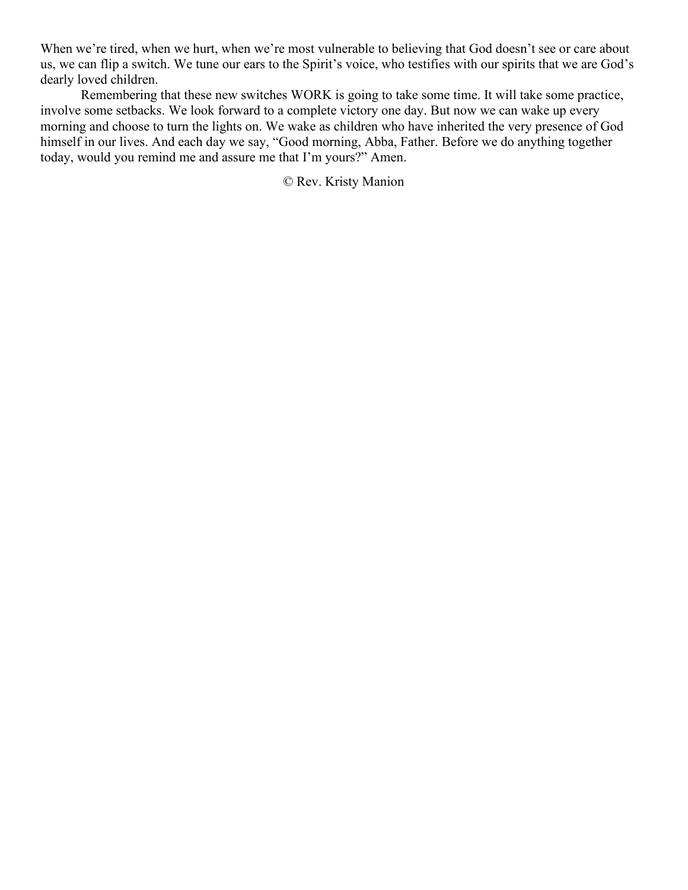When we're tired, when we hurt, when we're most vulnerable to believing that God doesn't see or care about us, we can flip a switch. We tune our ears to the Spirit's voice, who testifies with our spirits that we are God's dearly loved children.

Remembering that these new switches WORK is going to take some time. It will take some practice, involve some setbacks. We look forward to a complete victory one day. But now we can wake up every morning and choose to turn the lights on. We wake as children who have inherited the very presence of God himself in our lives. And each day we say, "Good morning, Abba, Father. Before we do anything together today, would you remind me and assure me that I'm yours?" Amen.

© Rev. Kristy Manion